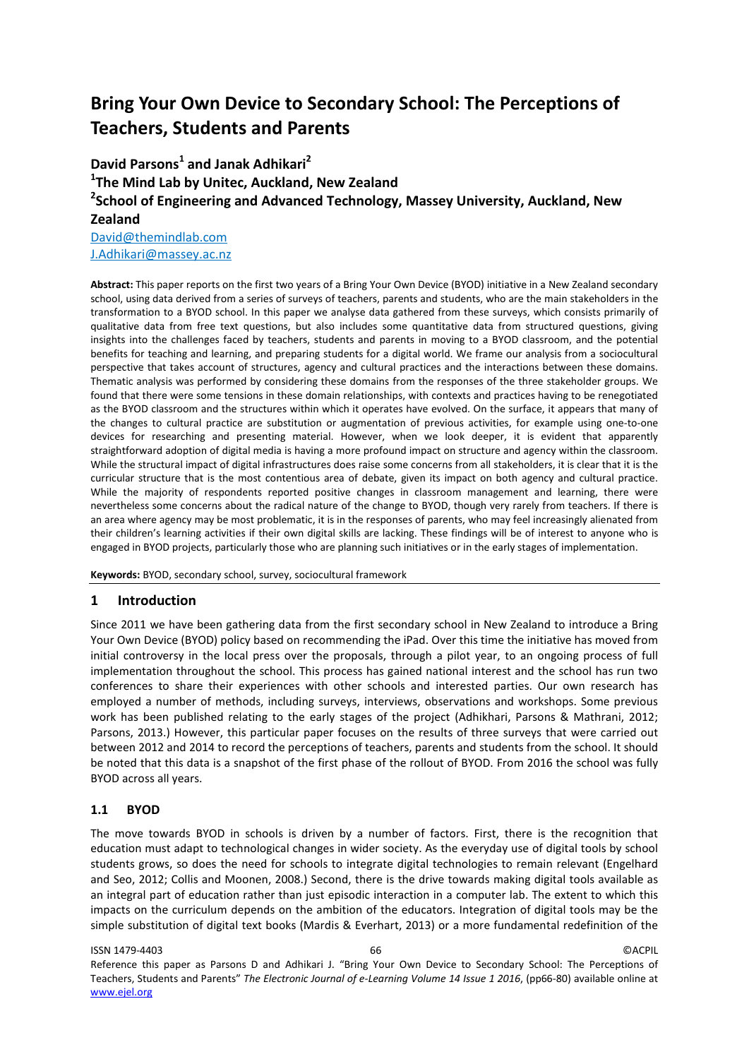# Bring Your Own Device to Secondary School: The Perceptions of Teachers, Students and Parents

**David Parsons[1] and Janak Adhikari[2]**

**[1]The Mind Lab by Unitec, Auckland, New Zealand**

**[2]School of Engineering and Advanced Technology, Massey University, Auckland, New Zealand**

David@themindlab.com

J.Adhikari@massey.ac.nz

**Abstract:** This paper reports on the first two years of a Bring Your Own Device (BYOD) initiative in a New Zealand secondary school, using data derived from a series of surveys of teachers, parents and students, who are the main stakeholders in the transformation to a BYOD school. In this paper we analyse data gathered from these surveys, which consists primarily of qualitative data from free text questions, but also includes some quantitative data from structured questions, giving insights into the challenges faced by teachers, students and parents in moving to a BYOD classroom, and the potential benefits for teaching and learning, and preparing students for a digital world. We frame our analysis from a sociocultural perspective that takes account of structures, agency and cultural practices and the interactions between these domains. Thematic analysis was performed by considering these domains from the responses of the three stakeholder groups. We found that there were some tensions in these domain relationships, with contexts and practices having to be renegotiated as the BYOD classroom and the structures within which it operates have evolved. On the surface, it appears that many of the changes to cultural practice are substitution or augmentation of previous activities, for example using one-to-one devices for researching and presenting material. However, when we look deeper, it is evident that apparently straightforward adoption of digital media is having a more profound impact on structure and agency within the classroom. While the structural impact of digital infrastructures does raise some concerns from all stakeholders, it is clear that it is the curricular structure that is the most contentious area of debate, given its impact on both agency and cultural practice. While the majority of respondents reported positive changes in classroom management and learning, there were nevertheless some concerns about the radical nature of the change to BYOD, though very rarely from teachers. If there is an area where agency may be most problematic, it is in the responses of parents, who may feel increasingly alienated from their children's learning activities if their own digital skills are lacking. These findings will be of interest to anyone who is engaged in BYOD projects, particularly those who are planning such initiatives or in the early stages of implementation.

**Keywords:** BYOD, secondary school, survey, sociocultural framework

## 1 Introduction

Since 2011 we have been gathering data from the first secondary school in New Zealand to introduce a Bring Your Own Device (BYOD) policy based on recommending the iPad. Over this time the initiative has moved from initial controversy in the local press over the proposals, through a pilot year, to an ongoing process of full implementation throughout the school. This process has gained national interest and the school has run two conferences to share their experiences with other schools and interested parties. Our own research has employed a number of methods, including surveys, interviews, observations and workshops. Some previous work has been published relating to the early stages of the project (Adhikhari, Parsons & Mathrani, 2012; Parsons, 2013.) However, this particular paper focuses on the results of three surveys that were carried out between 2012 and 2014 to record the perceptions of teachers, parents and students from the school. It should be noted that this data is a snapshot of the first phase of the rollout of BYOD. From 2016 the school was fully BYOD across all years.

### 1.1 BYOD

The move towards BYOD in schools is driven by a number of factors. First, there is the recognition that education must adapt to technological changes in wider society. As the everyday use of digital tools by school students grows, so does the need for schools to integrate digital technologies to remain relevant (Engelhard and Seo, 2012; Collis and Moonen, 2008.) Second, there is the drive towards making digital tools available as an integral part of education rather than just episodic interaction in a computer lab. The extent to which this impacts on the curriculum depends on the ambition of the educators. Integration of digital tools may be the simple substitution of digital text books (Mardis & Everhart, 2013) or a more fundamental redefinition of the

Reference this paper as Parsons D and Adhikari J. "Bring Your Own Device to Secondary School: The Perceptions of Teachers, Students and Parents" *The Electronic Journal of e-Learning Volume 14 Issue 1 2016*, (pp66-80) available online at www.ejel.org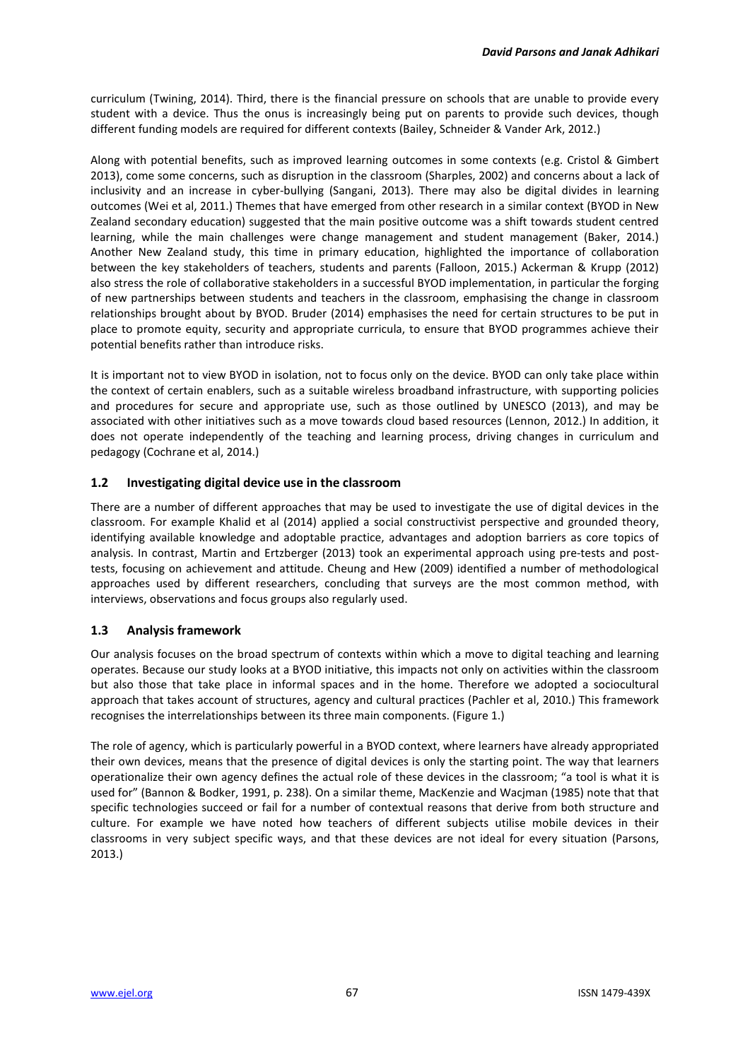curriculum (Twining, 2014). Third, there is the financial pressure on schools that are unable to provide every student with a device. Thus the onus is increasingly being put on parents to provide such devices, though different funding models are required for different contexts (Bailey, Schneider & Vander Ark, 2012.)

Along with potential benefits, such as improved learning outcomes in some contexts (e.g. Cristol & Gimbert 2013), come some concerns, such as disruption in the classroom (Sharples, 2002) and concerns about a lack of inclusivity and an increase in cyber-bullying (Sangani, 2013). There may also be digital divides in learning outcomes (Wei et al, 2011.) Themes that have emerged from other research in a similar context (BYOD in New Zealand secondary education) suggested that the main positive outcome was a shift towards student centred learning, while the main challenges were change management and student management (Baker, 2014.) Another New Zealand study, this time in primary education, highlighted the importance of collaboration between the key stakeholders of teachers, students and parents (Falloon, 2015.) Ackerman & Krupp (2012) also stress the role of collaborative stakeholders in a successful BYOD implementation, in particular the forging of new partnerships between students and teachers in the classroom, emphasising the change in classroom relationships brought about by BYOD. Bruder (2014) emphasises the need for certain structures to be put in place to promote equity, security and appropriate curricula, to ensure that BYOD programmes achieve their potential benefits rather than introduce risks.

It is important not to view BYOD in isolation, not to focus only on the device. BYOD can only take place within the context of certain enablers, such as a suitable wireless broadband infrastructure, with supporting policies and procedures for secure and appropriate use, such as those outlined by UNESCO (2013), and may be associated with other initiatives such as a move towards cloud based resources (Lennon, 2012.) In addition, it does not operate independently of the teaching and learning process, driving changes in curriculum and pedagogy (Cochrane et al, 2014.)

### 1.2 Investigating digital device use in the classroom

There are a number of different approaches that may be used to investigate the use of digital devices in the classroom. For example Khalid et al (2014) applied a social constructivist perspective and grounded theory, identifying available knowledge and adoptable practice, advantages and adoption barriers as core topics of analysis. In contrast, Martin and Ertzberger (2013) took an experimental approach using pre-tests and post-tests, focusing on achievement and attitude. Cheung and Hew (2009) identified a number of methodological approaches used by different researchers, concluding that surveys are the most common method, with interviews, observations and focus groups also regularly used.

### 1.3 Analysis framework

Our analysis focuses on the broad spectrum of contexts within which a move to digital teaching and learning operates. Because our study looks at a BYOD initiative, this impacts not only on activities within the classroom but also those that take place in informal spaces and in the home. Therefore we adopted a sociocultural approach that takes account of structures, agency and cultural practices (Pachler et al, 2010.) This framework recognises the interrelationships between its three main components. (Figure 1.)

The role of agency, which is particularly powerful in a BYOD context, where learners have already appropriated their own devices, means that the presence of digital devices is only the starting point. The way that learners operationalize their own agency defines the actual role of these devices in the classroom; "a tool is what it is used for" (Bannon & Bodker, 1991, p. 238). On a similar theme, MacKenzie and Wacjman (1985) note that that specific technologies succeed or fail for a number of contextual reasons that derive from both structure and culture. For example we have noted how teachers of different subjects utilise mobile devices in their classrooms in very subject specific ways, and that these devices are not ideal for every situation (Parsons, 2013.)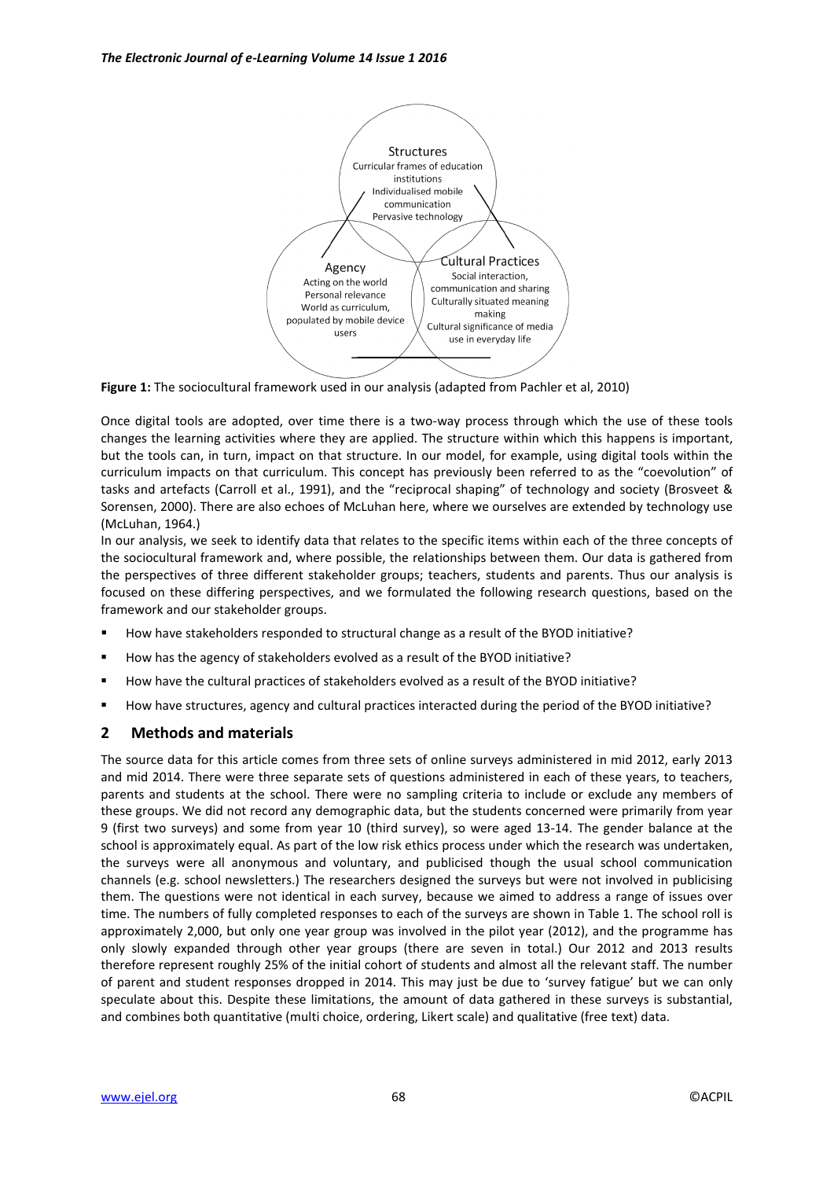**Figure 1:** The sociocultural framework used in our analysis (adapted from Pachler et al, 2010)

Once digital tools are adopted, over time there is a two-way process through which the use of these tools changes the learning activities where they are applied. The structure within which this happens is important, but the tools can, in turn, impact on that structure. In our model, for example, using digital tools within the curriculum impacts on that curriculum. This concept has previously been referred to as the "coevolution" of tasks and artefacts (Carroll et al., 1991), and the "reciprocal shaping" of technology and society (Brosveet & Sorensen, 2000). There are also echoes of McLuhan here, where we ourselves are extended by technology use (McLuhan, 1964.)

In our analysis, we seek to identify data that relates to the specific items within each of the three concepts of the sociocultural framework and, where possible, the relationships between them. Our data is gathered from the perspectives of three different stakeholder groups; teachers, students and parents. Thus our analysis is focused on these differing perspectives, and we formulated the following research questions, based on the framework and our stakeholder groups.

- How have stakeholders responded to structural change as a result of the BYOD initiative?
- How has the agency of stakeholders evolved as a result of the BYOD initiative?
- How have the cultural practices of stakeholders evolved as a result of the BYOD initiative?
- How have structures, agency and cultural practices interacted during the period of the BYOD initiative?

## 2 Methods and materials

The source data for this article comes from three sets of online surveys administered in mid 2012, early 2013 and mid 2014. There were three separate sets of questions administered in each of these years, to teachers, parents and students at the school. There were no sampling criteria to include or exclude any members of these groups. We did not record any demographic data, but the students concerned were primarily from year 9 (first two surveys) and some from year 10 (third survey), so were aged 13-14. The gender balance at the school is approximately equal. As part of the low risk ethics process under which the research was undertaken, the surveys were all anonymous and voluntary, and publicised though the usual school communication channels (e.g. school newsletters.) The researchers designed the surveys but were not involved in publicising them. The questions were not identical in each survey, because we aimed to address a range of issues over time. The numbers of fully completed responses to each of the surveys are shown in Table 1. The school roll is approximately 2,000, but only one year group was involved in the pilot year (2012), and the programme has only slowly expanded through other year groups (there are seven in total.) Our 2012 and 2013 results therefore represent roughly 25% of the initial cohort of students and almost all the relevant staff. The number of parent and student responses dropped in 2014. This may just be due to 'survey fatigue' but we can only speculate about this. Despite these limitations, the amount of data gathered in these surveys is substantial, and combines both quantitative (multi choice, ordering, Likert scale) and qualitative (free text) data.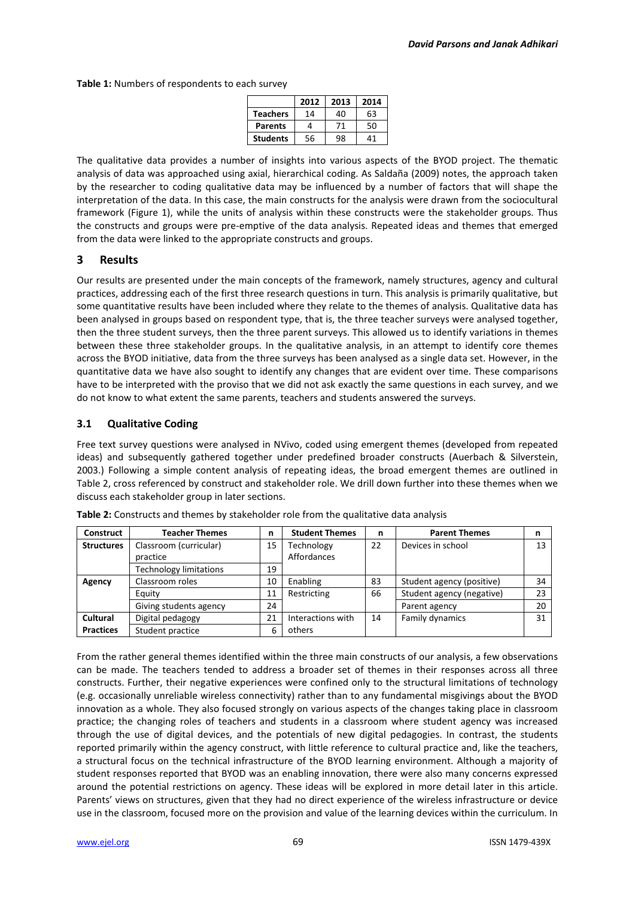**Table 1:** Numbers of respondents to each survey

| | 2012 | 2013 | 2014 |
|---|---|---|---|
| **Teachers** | 14 | 40 | 63 |
| **Parents** | 4 | 71 | 50 |
| **Students** | 56 | 98 | 41 |

The qualitative data provides a number of insights into various aspects of the BYOD project. The thematic analysis of data was approached using axial, hierarchical coding. As Saldaña (2009) notes, the approach taken by the researcher to coding qualitative data may be influenced by a number of factors that will shape the interpretation of the data. In this case, the main constructs for the analysis were drawn from the sociocultural framework (Figure 1), while the units of analysis within these constructs were the stakeholder groups. Thus the constructs and groups were pre-emptive of the data analysis. Repeated ideas and themes that emerged from the data were linked to the appropriate constructs and groups.

## 3 Results

Our results are presented under the main concepts of the framework, namely structures, agency and cultural practices, addressing each of the first three research questions in turn. This analysis is primarily qualitative, but some quantitative results have been included where they relate to the themes of analysis. Qualitative data has been analysed in groups based on respondent type, that is, the three teacher surveys were analysed together, then the three student surveys, then the three parent surveys. This allowed us to identify variations in themes between these three stakeholder groups. In the qualitative analysis, in an attempt to identify core themes across the BYOD initiative, data from the three surveys has been analysed as a single data set. However, in the quantitative data we have also sought to identify any changes that are evident over time. These comparisons have to be interpreted with the proviso that we did not ask exactly the same questions in each survey, and we do not know to what extent the same parents, teachers and students answered the surveys.

### 3.1 Qualitative Coding

Free text survey questions were analysed in NVivo, coded using emergent themes (developed from repeated ideas) and subsequently gathered together under predefined broader constructs (Auerbach & Silverstein, 2003.) Following a simple content analysis of repeating ideas, the broad emergent themes are outlined in Table 2, cross referenced by construct and stakeholder role. We drill down further into these themes when we discuss each stakeholder group in later sections.

**Table 2:** Constructs and themes by stakeholder role from the qualitative data analysis

| Construct | Teacher Themes | n | Student Themes | n | Parent Themes | n |
|---|---|---|---|---|---|---|
| **Structures** | Classroom (curricular) practice | 15 | Technology Affordances | 22 | Devices in school | 13 |
| | Technology limitations | 19 | | | | |
| **Agency** | Classroom roles | 10 | Enabling | 83 | Student agency (positive) | 34 |
| | Equity | 11 | Restricting | 66 | Student agency (negative) | 23 |
| | Giving students agency | 24 | | | Parent agency | 20 |
| **Cultural Practices** | Digital pedagogy | 21 | Interactions with others | 14 | Family dynamics | 31 |
| | Student practice | 6 | | | | |

From the rather general themes identified within the three main constructs of our analysis, a few observations can be made. The teachers tended to address a broader set of themes in their responses across all three constructs. Further, their negative experiences were confined only to the structural limitations of technology (e.g. occasionally unreliable wireless connectivity) rather than to any fundamental misgivings about the BYOD innovation as a whole. They also focused strongly on various aspects of the changes taking place in classroom practice; the changing roles of teachers and students in a classroom where student agency was increased through the use of digital devices, and the potentials of new digital pedagogies. In contrast, the students reported primarily within the agency construct, with little reference to cultural practice and, like the teachers, a structural focus on the technical infrastructure of the BYOD learning environment. Although a majority of student responses reported that BYOD was an enabling innovation, there were also many concerns expressed around the potential restrictions on agency. These ideas will be explored in more detail later in this article. Parents' views on structures, given that they had no direct experience of the wireless infrastructure or device use in the classroom, focused more on the provision and value of the learning devices within the curriculum. In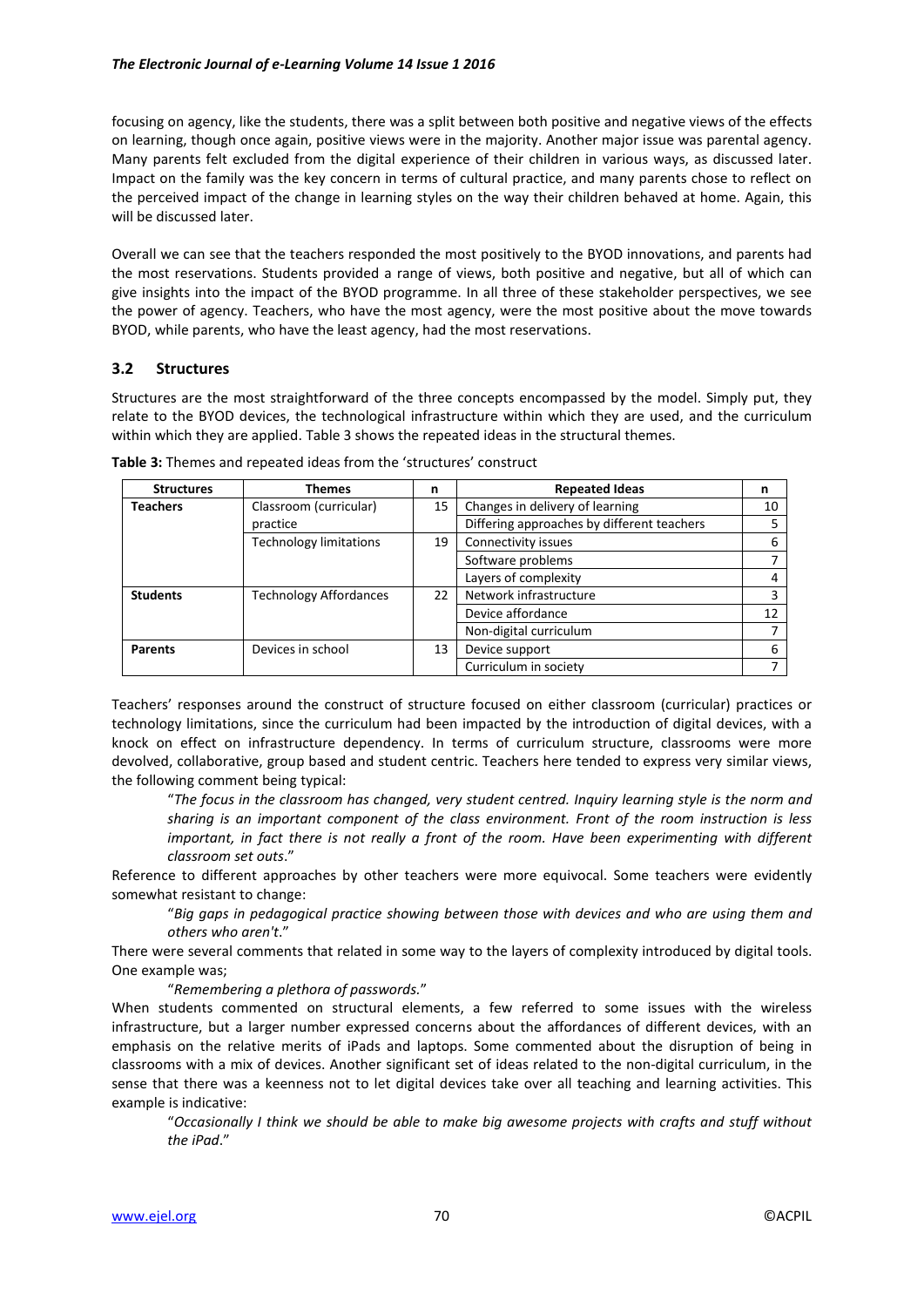focusing on agency, like the students, there was a split between both positive and negative views of the effects on learning, though once again, positive views were in the majority. Another major issue was parental agency. Many parents felt excluded from the digital experience of their children in various ways, as discussed later. Impact on the family was the key concern in terms of cultural practice, and many parents chose to reflect on the perceived impact of the change in learning styles on the way their children behaved at home. Again, this will be discussed later.

Overall we can see that the teachers responded the most positively to the BYOD innovations, and parents had the most reservations. Students provided a range of views, both positive and negative, but all of which can give insights into the impact of the BYOD programme. In all three of these stakeholder perspectives, we see the power of agency. Teachers, who have the most agency, were the most positive about the move towards BYOD, while parents, who have the least agency, had the most reservations.

### 3.2 Structures

Structures are the most straightforward of the three concepts encompassed by the model. Simply put, they relate to the BYOD devices, the technological infrastructure within which they are used, and the curriculum within which they are applied. Table 3 shows the repeated ideas in the structural themes.

**Table 3:** Themes and repeated ideas from the 'structures' construct

| Structures | Themes | n | Repeated Ideas | n |
|---|---|---|---|---|
| **Teachers** | Classroom (curricular) practice | 15 | Changes in delivery of learning | 10 |
| | | | Differing approaches by different teachers | 5 |
| | Technology limitations | 19 | Connectivity issues | 6 |
| | | | Software problems | 7 |
| | | | Layers of complexity | 4 |
| **Students** | Technology Affordances | 22 | Network infrastructure | 3 |
| | | | Device affordance | 12 |
| | | | Non-digital curriculum | 7 |
| **Parents** | Devices in school | 13 | Device support | 6 |
| | | | Curriculum in society | 7 |

Teachers' responses around the construct of structure focused on either classroom (curricular) practices or technology limitations, since the curriculum had been impacted by the introduction of digital devices, with a knock on effect on infrastructure dependency. In terms of curriculum structure, classrooms were more devolved, collaborative, group based and student centric. Teachers here tended to express very similar views, the following comment being typical:

> "*The focus in the classroom has changed, very student centred. Inquiry learning style is the norm and sharing is an important component of the class environment. Front of the room instruction is less important, in fact there is not really a front of the room. Have been experimenting with different classroom set outs*."

Reference to different approaches by other teachers were more equivocal. Some teachers were evidently somewhat resistant to change:

> "*Big gaps in pedagogical practice showing between those with devices and who are using them and others who aren't*."

There were several comments that related in some way to the layers of complexity introduced by digital tools. One example was;

> "*Remembering a plethora of passwords.*"

When students commented on structural elements, a few referred to some issues with the wireless infrastructure, but a larger number expressed concerns about the affordances of different devices, with an emphasis on the relative merits of iPads and laptops. Some commented about the disruption of being in classrooms with a mix of devices. Another significant set of ideas related to the non-digital curriculum, in the sense that there was a keenness not to let digital devices take over all teaching and learning activities. This example is indicative:

> "*Occasionally I think we should be able to make big awesome projects with crafts and stuff without the iPad*."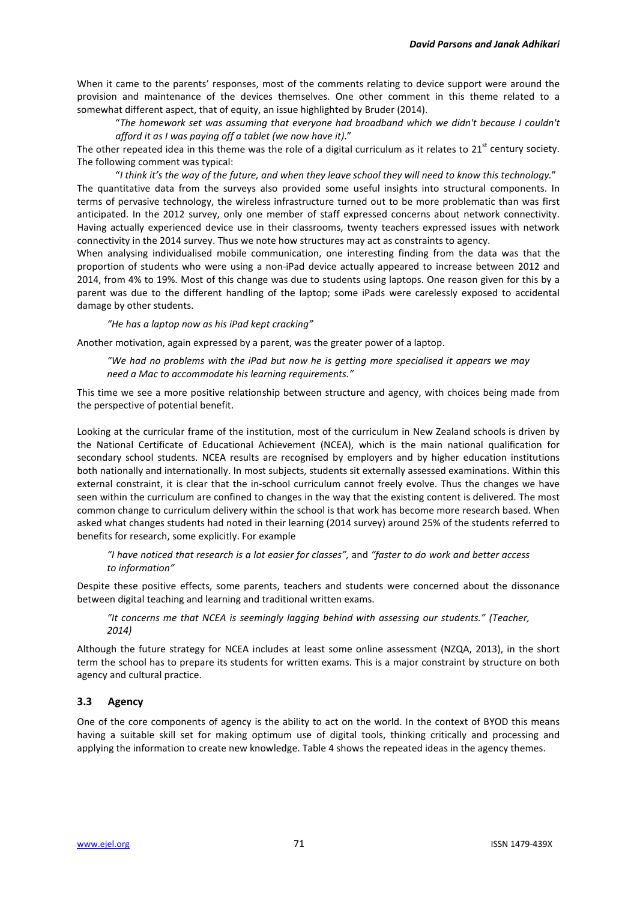When it came to the parents' responses, most of the comments relating to device support were around the provision and maintenance of the devices themselves. One other comment in this theme related to a somewhat different aspect, that of equity, an issue highlighted by Bruder (2014).

> "*The homework set was assuming that everyone had broadband which we didn't because I couldn't afford it as I was paying off a tablet (we now have it)*."

The other repeated idea in this theme was the role of a digital curriculum as it relates to 21st century society. The following comment was typical:

> "*I think it's the way of the future, and when they leave school they will need to know this technology.*"

The quantitative data from the surveys also provided some useful insights into structural components. In terms of pervasive technology, the wireless infrastructure turned out to be more problematic than was first anticipated. In the 2012 survey, only one member of staff expressed concerns about network connectivity. Having actually experienced device use in their classrooms, twenty teachers expressed issues with network connectivity in the 2014 survey. Thus we note how structures may act as constraints to agency.

When analysing individualised mobile communication, one interesting finding from the data was that the proportion of students who were using a non-iPad device actually appeared to increase between 2012 and 2014, from 4% to 19%. Most of this change was due to students using laptops. One reason given for this by a parent was due to the different handling of the laptop; some iPads were carelessly exposed to accidental damage by other students.

> *"He has a laptop now as his iPad kept cracking"*

Another motivation, again expressed by a parent, was the greater power of a laptop.

> *"We had no problems with the iPad but now he is getting more specialised it appears we may need a Mac to accommodate his learning requirements."*

This time we see a more positive relationship between structure and agency, with choices being made from the perspective of potential benefit.

Looking at the curricular frame of the institution, most of the curriculum in New Zealand schools is driven by the National Certificate of Educational Achievement (NCEA), which is the main national qualification for secondary school students. NCEA results are recognised by employers and by higher education institutions both nationally and internationally. In most subjects, students sit externally assessed examinations. Within this external constraint, it is clear that the in-school curriculum cannot freely evolve. Thus the changes we have seen within the curriculum are confined to changes in the way that the existing content is delivered. The most common change to curriculum delivery within the school is that work has become more research based. When asked what changes students had noted in their learning (2014 survey) around 25% of the students referred to benefits for research, some explicitly. For example

> *"I have noticed that research is a lot easier for classes",* and *"faster to do work and better access to information"*

Despite these positive effects, some parents, teachers and students were concerned about the dissonance between digital teaching and learning and traditional written exams.

> *"It concerns me that NCEA is seemingly lagging behind with assessing our students." (Teacher, 2014)*

Although the future strategy for NCEA includes at least some online assessment (NZQA, 2013), in the short term the school has to prepare its students for written exams. This is a major constraint by structure on both agency and cultural practice.

### 3.3 Agency

One of the core components of agency is the ability to act on the world. In the context of BYOD this means having a suitable skill set for making optimum use of digital tools, thinking critically and processing and applying the information to create new knowledge. Table 4 shows the repeated ideas in the agency themes.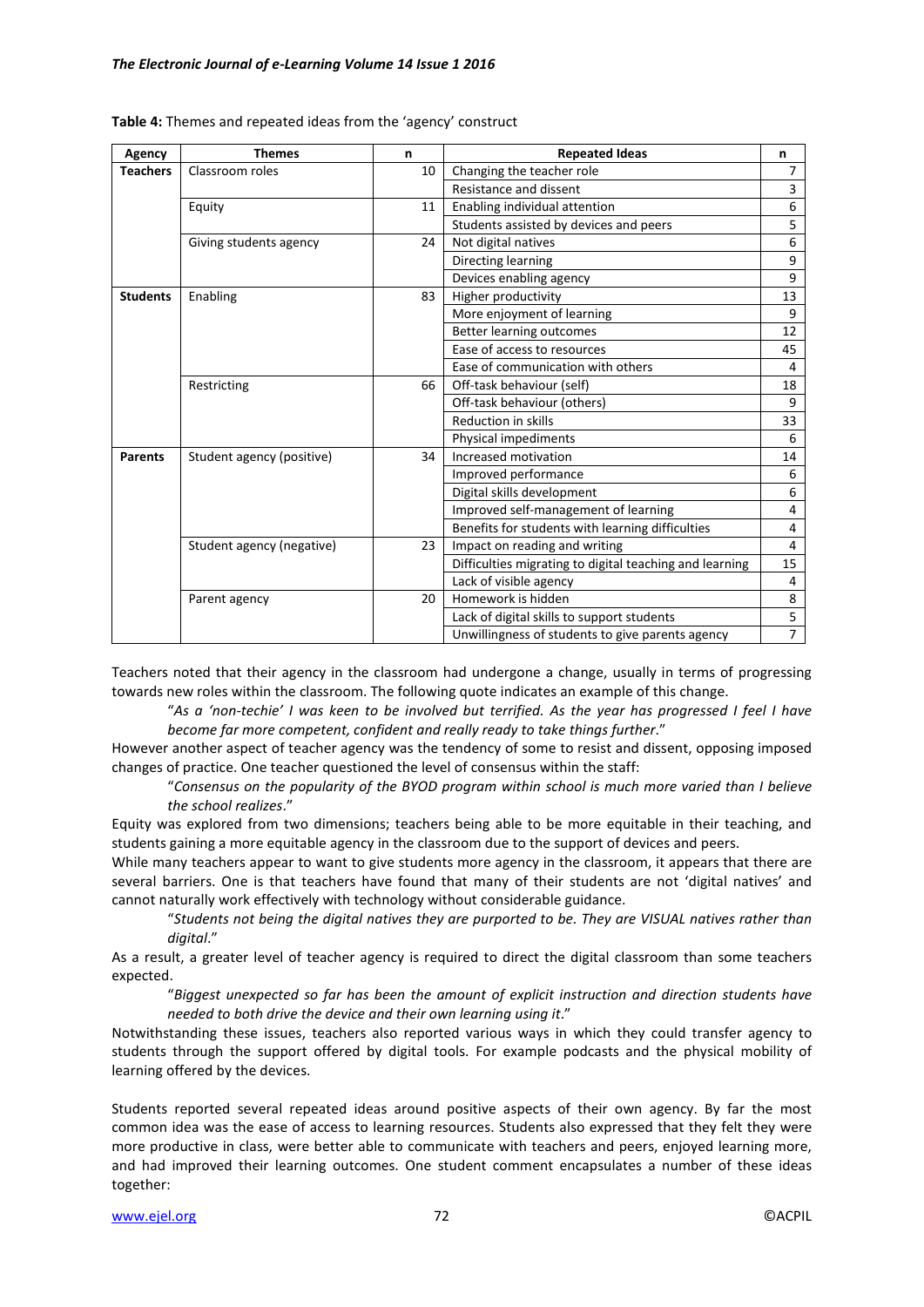**Table 4:** Themes and repeated ideas from the 'agency' construct

| Agency | Themes | n | Repeated Ideas | n |
|---|---|---|---|---|
| **Teachers** | Classroom roles | 10 | Changing the teacher role | 7 |
| | | | Resistance and dissent | 3 |
| | Equity | 11 | Enabling individual attention | 6 |
| | | | Students assisted by devices and peers | 5 |
| | Giving students agency | 24 | Not digital natives | 6 |
| | | | Directing learning | 9 |
| | | | Devices enabling agency | 9 |
| **Students** | Enabling | 83 | Higher productivity | 13 |
| | | | More enjoyment of learning | 9 |
| | | | Better learning outcomes | 12 |
| | | | Ease of access to resources | 45 |
| | | | Ease of communication with others | 4 |
| | Restricting | 66 | Off-task behaviour (self) | 18 |
| | | | Off-task behaviour (others) | 9 |
| | | | Reduction in skills | 33 |
| | | | Physical impediments | 6 |
| **Parents** | Student agency (positive) | 34 | Increased motivation | 14 |
| | | | Improved performance | 6 |
| | | | Digital skills development | 6 |
| | | | Improved self-management of learning | 4 |
| | | | Benefits for students with learning difficulties | 4 |
| | Student agency (negative) | 23 | Impact on reading and writing | 4 |
| | | | Difficulties migrating to digital teaching and learning | 15 |
| | | | Lack of visible agency | 4 |
| | Parent agency | 20 | Homework is hidden | 8 |
| | | | Lack of digital skills to support students | 5 |
| | | | Unwillingness of students to give parents agency | 7 |

Teachers noted that their agency in the classroom had undergone a change, usually in terms of progressing towards new roles within the classroom. The following quote indicates an example of this change.

> "*As a 'non-techie' I was keen to be involved but terrified. As the year has progressed I feel I have become far more competent, confident and really ready to take things further*."

However another aspect of teacher agency was the tendency of some to resist and dissent, opposing imposed changes of practice. One teacher questioned the level of consensus within the staff:

> "*Consensus on the popularity of the BYOD program within school is much more varied than I believe the school realizes*."

Equity was explored from two dimensions; teachers being able to be more equitable in their teaching, and students gaining a more equitable agency in the classroom due to the support of devices and peers.

While many teachers appear to want to give students more agency in the classroom, it appears that there are several barriers. One is that teachers have found that many of their students are not 'digital natives' and cannot naturally work effectively with technology without considerable guidance.

> "*Students not being the digital natives they are purported to be. They are VISUAL natives rather than digital*."

As a result, a greater level of teacher agency is required to direct the digital classroom than some teachers expected.

> "*Biggest unexpected so far has been the amount of explicit instruction and direction students have needed to both drive the device and their own learning using it*."

Notwithstanding these issues, teachers also reported various ways in which they could transfer agency to students through the support offered by digital tools. For example podcasts and the physical mobility of learning offered by the devices.

Students reported several repeated ideas around positive aspects of their own agency. By far the most common idea was the ease of access to learning resources. Students also expressed that they felt they were more productive in class, were better able to communicate with teachers and peers, enjoyed learning more, and had improved their learning outcomes. One student comment encapsulates a number of these ideas together: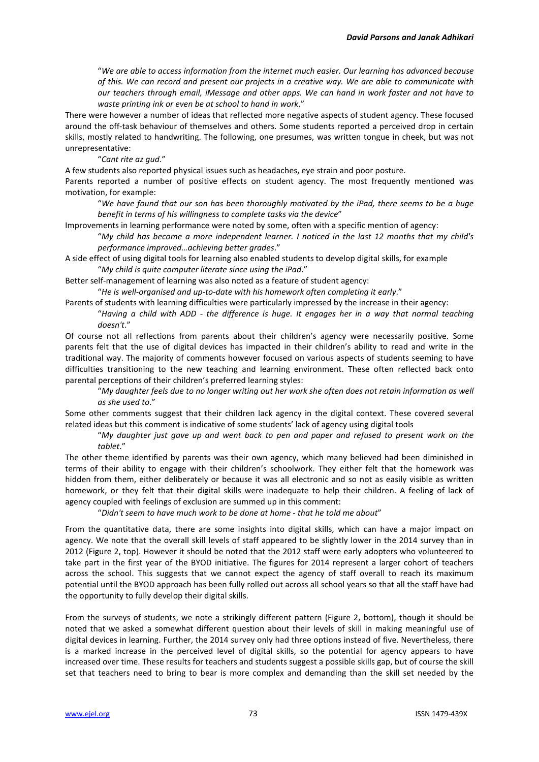"*We are able to access information from the internet much easier. Our learning has advanced because of this. We can record and present our projects in a creative way. We are able to communicate with our teachers through email, iMessage and other apps. We can hand in work faster and not have to waste printing ink or even be at school to hand in work*."

There were however a number of ideas that reflected more negative aspects of student agency. These focused around the off-task behaviour of themselves and others. Some students reported a perceived drop in certain skills, mostly related to handwriting. The following, one presumes, was written tongue in cheek, but was not unrepresentative:

"*Cant rite az gud*."

A few students also reported physical issues such as headaches, eye strain and poor posture.

Parents reported a number of positive effects on student agency. The most frequently mentioned was motivation, for example:

"*We have found that our son has been thoroughly motivated by the iPad, there seems to be a huge benefit in terms of his willingness to complete tasks via the device*"

Improvements in learning performance were noted by some, often with a specific mention of agency:

"*My child has become a more independent learner. I noticed in the last 12 months that my child's performance improved…achieving better grades*."

A side effect of using digital tools for learning also enabled students to develop digital skills, for example

"*My child is quite computer literate since using the iPad*."

Better self-management of learning was also noted as a feature of student agency:

"*He is well-organised and up-to-date with his homework often completing it early*."

Parents of students with learning difficulties were particularly impressed by the increase in their agency:

"*Having a child with ADD - the difference is huge. It engages her in a way that normal teaching doesn't*."

Of course not all reflections from parents about their children's agency were necessarily positive. Some parents felt that the use of digital devices has impacted in their children's ability to read and write in the traditional way. The majority of comments however focused on various aspects of students seeming to have difficulties transitioning to the new teaching and learning environment. These often reflected back onto parental perceptions of their children's preferred learning styles:

"*My daughter feels due to no longer writing out her work she often does not retain information as well as she used to*."

Some other comments suggest that their children lack agency in the digital context. These covered several related ideas but this comment is indicative of some students' lack of agency using digital tools

"*My daughter just gave up and went back to pen and paper and refused to present work on the tablet*."

The other theme identified by parents was their own agency, which many believed had been diminished in terms of their ability to engage with their children's schoolwork. They either felt that the homework was hidden from them, either deliberately or because it was all electronic and so not as easily visible as written homework, or they felt that their digital skills were inadequate to help their children. A feeling of lack of agency coupled with feelings of exclusion are summed up in this comment:

"*Didn't seem to have much work to be done at home - that he told me about*"

From the quantitative data, there are some insights into digital skills, which can have a major impact on agency. We note that the overall skill levels of staff appeared to be slightly lower in the 2014 survey than in 2012 (Figure 2, top). However it should be noted that the 2012 staff were early adopters who volunteered to take part in the first year of the BYOD initiative. The figures for 2014 represent a larger cohort of teachers across the school. This suggests that we cannot expect the agency of staff overall to reach its maximum potential until the BYOD approach has been fully rolled out across all school years so that all the staff have had the opportunity to fully develop their digital skills.

From the surveys of students, we note a strikingly different pattern (Figure 2, bottom), though it should be noted that we asked a somewhat different question about their levels of skill in making meaningful use of digital devices in learning. Further, the 2014 survey only had three options instead of five. Nevertheless, there is a marked increase in the perceived level of digital skills, so the potential for agency appears to have increased over time. These results for teachers and students suggest a possible skills gap, but of course the skill set that teachers need to bring to bear is more complex and demanding than the skill set needed by the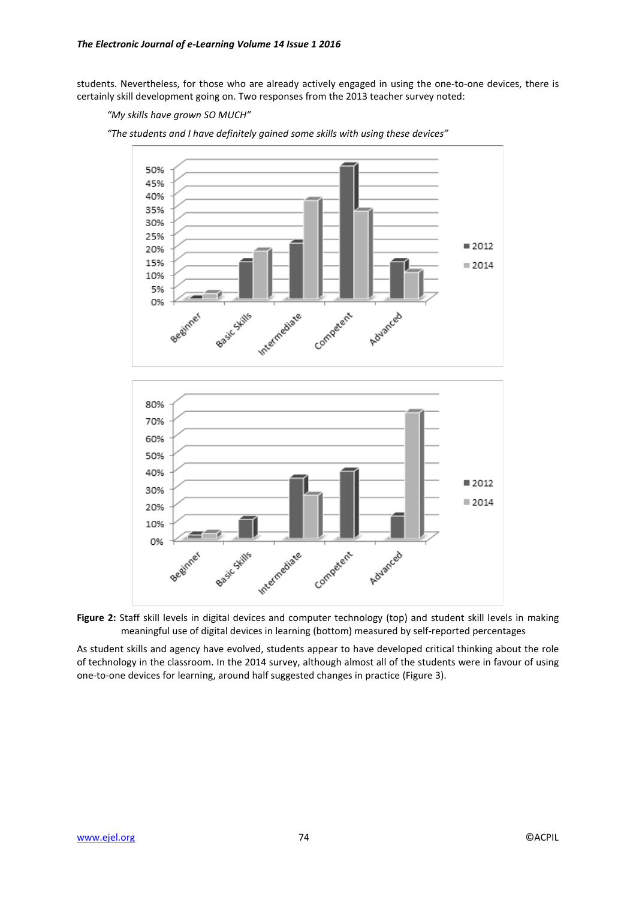students. Nevertheless, for those who are already actively engaged in using the one-to-one devices, there is certainly skill development going on. Two responses from the 2013 teacher survey noted:

*"My skills have grown SO MUCH"*

*"The students and I have definitely gained some skills with using these devices"*

**Figure 2:** Staff skill levels in digital devices and computer technology (top) and student skill levels in making meaningful use of digital devices in learning (bottom) measured by self-reported percentages

As student skills and agency have evolved, students appear to have developed critical thinking about the role of technology in the classroom. In the 2014 survey, although almost all of the students were in favour of using one-to-one devices for learning, around half suggested changes in practice (Figure 3).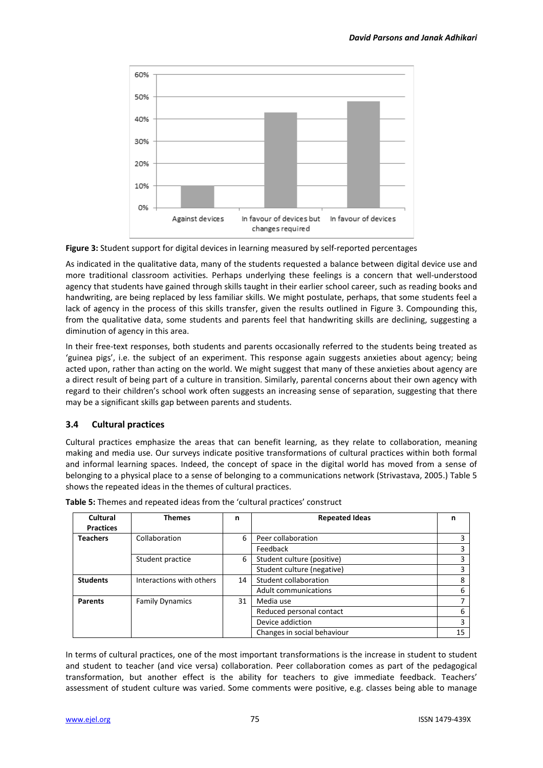**Figure 3:** Student support for digital devices in learning measured by self-reported percentages

As indicated in the qualitative data, many of the students requested a balance between digital device use and more traditional classroom activities. Perhaps underlying these feelings is a concern that well-understood agency that students have gained through skills taught in their earlier school career, such as reading books and handwriting, are being replaced by less familiar skills. We might postulate, perhaps, that some students feel a lack of agency in the process of this skills transfer, given the results outlined in Figure 3. Compounding this, from the qualitative data, some students and parents feel that handwriting skills are declining, suggesting a diminution of agency in this area.

In their free-text responses, both students and parents occasionally referred to the students being treated as 'guinea pigs', i.e. the subject of an experiment. This response again suggests anxieties about agency; being acted upon, rather than acting on the world. We might suggest that many of these anxieties about agency are a direct result of being part of a culture in transition. Similarly, parental concerns about their own agency with regard to their children's school work often suggests an increasing sense of separation, suggesting that there may be a significant skills gap between parents and students.

### 3.4 Cultural practices

Cultural practices emphasize the areas that can benefit learning, as they relate to collaboration, meaning making and media use. Our surveys indicate positive transformations of cultural practices within both formal and informal learning spaces. Indeed, the concept of space in the digital world has moved from a sense of belonging to a physical place to a sense of belonging to a communications network (Strivastava, 2005.) Table 5 shows the repeated ideas in the themes of cultural practices.

**Table 5:** Themes and repeated ideas from the 'cultural practices' construct

| Cultural Practices | Themes | n | Repeated Ideas | n |
|---|---|---|---|---|
| **Teachers** | Collaboration | 6 | Peer collaboration | 3 |
| | | | Feedback | 3 |
| | Student practice | 6 | Student culture (positive) | 3 |
| | | | Student culture (negative) | 3 |
| **Students** | Interactions with others | 14 | Student collaboration | 8 |
| | | | Adult communications | 6 |
| **Parents** | Family Dynamics | 31 | Media use | 7 |
| | | | Reduced personal contact | 6 |
| | | | Device addiction | 3 |
| | | | Changes in social behaviour | 15 |

In terms of cultural practices, one of the most important transformations is the increase in student to student and student to teacher (and vice versa) collaboration. Peer collaboration comes as part of the pedagogical transformation, but another effect is the ability for teachers to give immediate feedback. Teachers' assessment of student culture was varied. Some comments were positive, e.g. classes being able to manage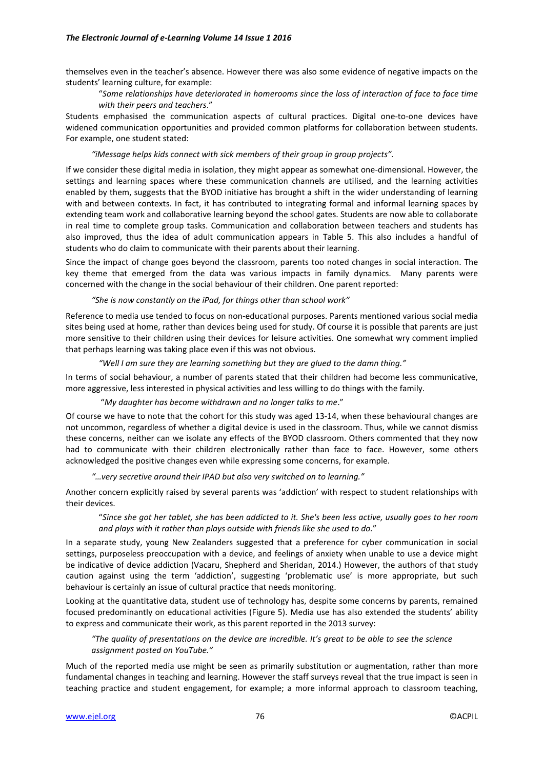themselves even in the teacher's absence. However there was also some evidence of negative impacts on the students' learning culture, for example:

> "*Some relationships have deteriorated in homerooms since the loss of interaction of face to face time with their peers and teachers*."

Students emphasised the communication aspects of cultural practices. Digital one-to-one devices have widened communication opportunities and provided common platforms for collaboration between students. For example, one student stated:

> *"iMessage helps kids connect with sick members of their group in group projects".*

If we consider these digital media in isolation, they might appear as somewhat one-dimensional. However, the settings and learning spaces where these communication channels are utilised, and the learning activities enabled by them, suggests that the BYOD initiative has brought a shift in the wider understanding of learning with and between contexts. In fact, it has contributed to integrating formal and informal learning spaces by extending team work and collaborative learning beyond the school gates. Students are now able to collaborate in real time to complete group tasks. Communication and collaboration between teachers and students has also improved, thus the idea of adult communication appears in Table 5. This also includes a handful of students who do claim to communicate with their parents about their learning.

Since the impact of change goes beyond the classroom, parents too noted changes in social interaction. The key theme that emerged from the data was various impacts in family dynamics. Many parents were concerned with the change in the social behaviour of their children. One parent reported:

> *"She is now constantly on the iPad, for things other than school work"*

Reference to media use tended to focus on non-educational purposes. Parents mentioned various social media sites being used at home, rather than devices being used for study. Of course it is possible that parents are just more sensitive to their children using their devices for leisure activities. One somewhat wry comment implied that perhaps learning was taking place even if this was not obvious.

> *"Well I am sure they are learning something but they are glued to the damn thing."*

In terms of social behaviour, a number of parents stated that their children had become less communicative, more aggressive, less interested in physical activities and less willing to do things with the family.

> "*My daughter has become withdrawn and no longer talks to me*."

Of course we have to note that the cohort for this study was aged 13-14, when these behavioural changes are not uncommon, regardless of whether a digital device is used in the classroom. Thus, while we cannot dismiss these concerns, neither can we isolate any effects of the BYOD classroom. Others commented that they now had to communicate with their children electronically rather than face to face. However, some others acknowledged the positive changes even while expressing some concerns, for example.

> *"…very secretive around their IPAD but also very switched on to learning."*

Another concern explicitly raised by several parents was 'addiction' with respect to student relationships with their devices.

> "*Since she got her tablet, she has been addicted to it. She's been less active, usually goes to her room and plays with it rather than plays outside with friends like she used to do.*"

In a separate study, young New Zealanders suggested that a preference for cyber communication in social settings, purposeless preoccupation with a device, and feelings of anxiety when unable to use a device might be indicative of device addiction (Vacaru, Shepherd and Sheridan, 2014.) However, the authors of that study caution against using the term 'addiction', suggesting 'problematic use' is more appropriate, but such behaviour is certainly an issue of cultural practice that needs monitoring.

Looking at the quantitative data, student use of technology has, despite some concerns by parents, remained focused predominantly on educational activities (Figure 5). Media use has also extended the students' ability to express and communicate their work, as this parent reported in the 2013 survey:

> *"The quality of presentations on the device are incredible. It's great to be able to see the science assignment posted on YouTube."*

Much of the reported media use might be seen as primarily substitution or augmentation, rather than more fundamental changes in teaching and learning. However the staff surveys reveal that the true impact is seen in teaching practice and student engagement, for example; a more informal approach to classroom teaching,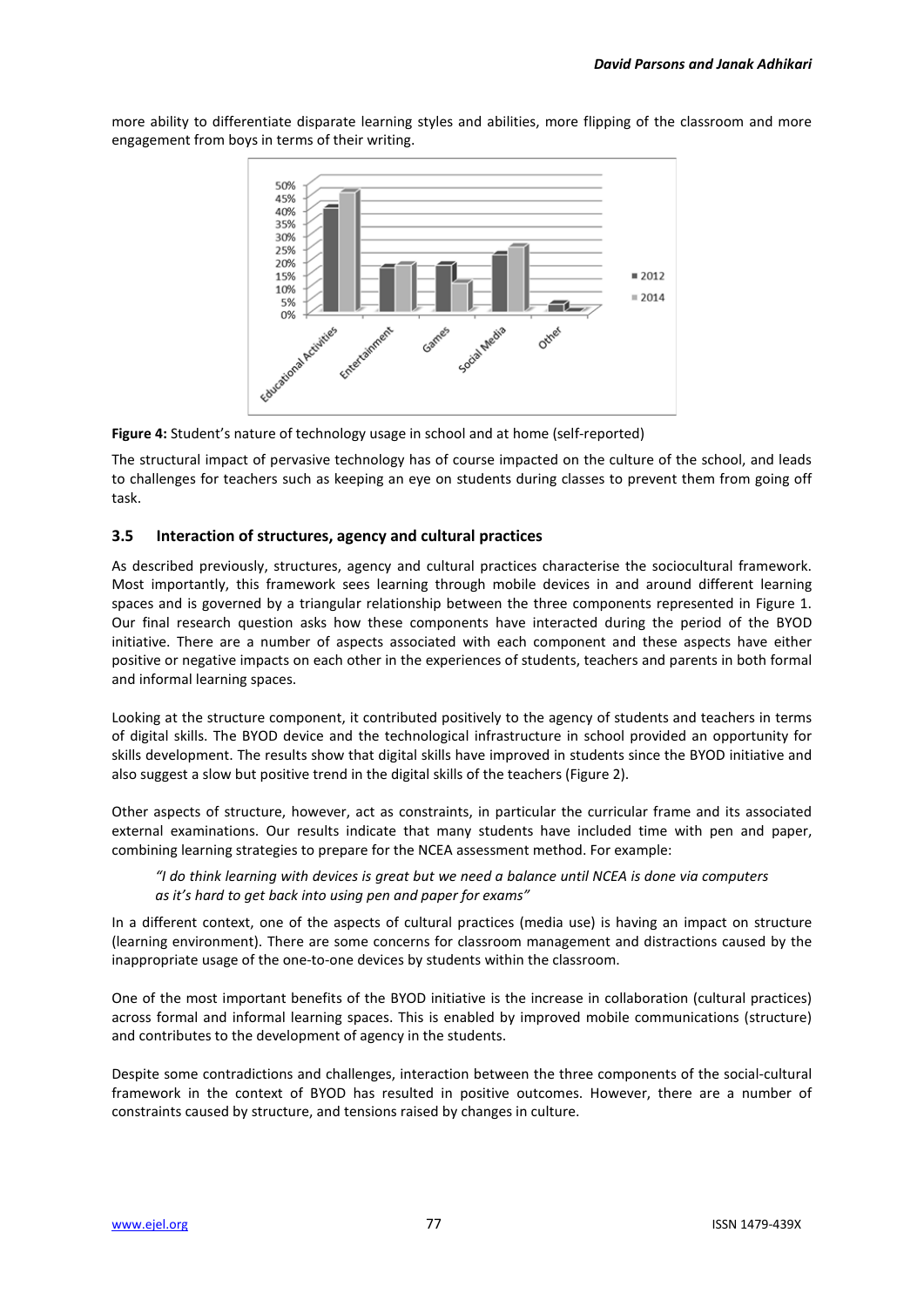more ability to differentiate disparate learning styles and abilities, more flipping of the classroom and more engagement from boys in terms of their writing.

**Figure 4:** Student's nature of technology usage in school and at home (self-reported)

The structural impact of pervasive technology has of course impacted on the culture of the school, and leads to challenges for teachers such as keeping an eye on students during classes to prevent them from going off task.

### 3.5 Interaction of structures, agency and cultural practices

As described previously, structures, agency and cultural practices characterise the sociocultural framework. Most importantly, this framework sees learning through mobile devices in and around different learning spaces and is governed by a triangular relationship between the three components represented in Figure 1. Our final research question asks how these components have interacted during the period of the BYOD initiative. There are a number of aspects associated with each component and these aspects have either positive or negative impacts on each other in the experiences of students, teachers and parents in both formal and informal learning spaces.

Looking at the structure component, it contributed positively to the agency of students and teachers in terms of digital skills. The BYOD device and the technological infrastructure in school provided an opportunity for skills development. The results show that digital skills have improved in students since the BYOD initiative and also suggest a slow but positive trend in the digital skills of the teachers (Figure 2).

Other aspects of structure, however, act as constraints, in particular the curricular frame and its associated external examinations. Our results indicate that many students have included time with pen and paper, combining learning strategies to prepare for the NCEA assessment method. For example:

> *"I do think learning with devices is great but we need a balance until NCEA is done via computers as it's hard to get back into using pen and paper for exams"*

In a different context, one of the aspects of cultural practices (media use) is having an impact on structure (learning environment). There are some concerns for classroom management and distractions caused by the inappropriate usage of the one-to-one devices by students within the classroom.

One of the most important benefits of the BYOD initiative is the increase in collaboration (cultural practices) across formal and informal learning spaces. This is enabled by improved mobile communications (structure) and contributes to the development of agency in the students.

Despite some contradictions and challenges, interaction between the three components of the social-cultural framework in the context of BYOD has resulted in positive outcomes. However, there are a number of constraints caused by structure, and tensions raised by changes in culture.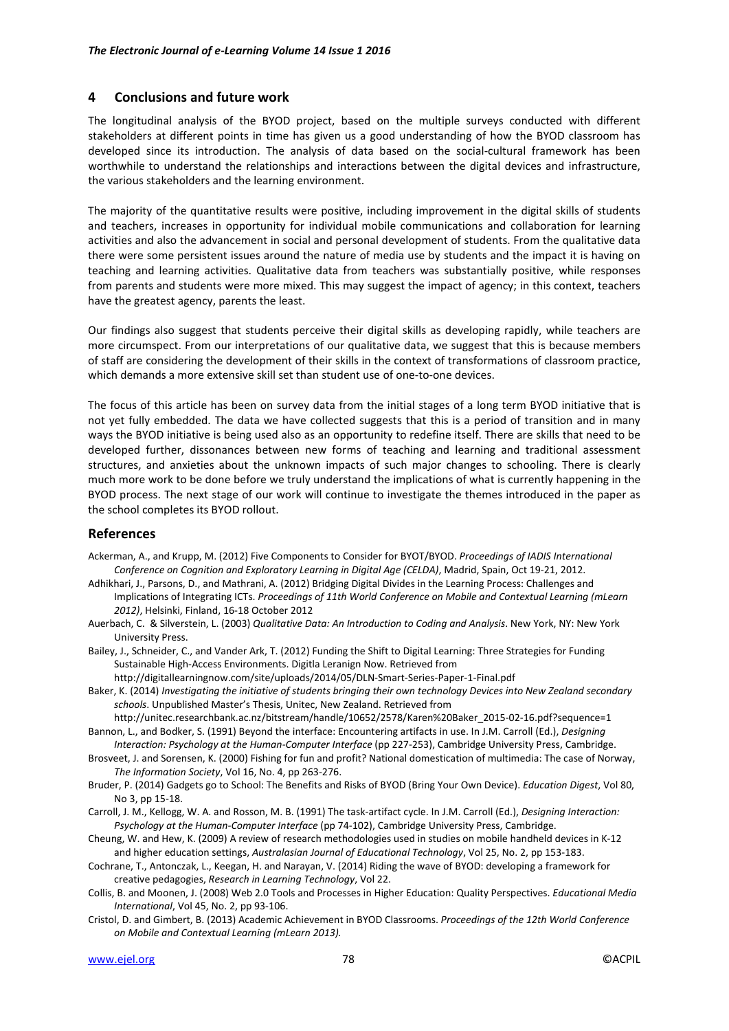## 4 Conclusions and future work

The longitudinal analysis of the BYOD project, based on the multiple surveys conducted with different stakeholders at different points in time has given us a good understanding of how the BYOD classroom has developed since its introduction. The analysis of data based on the social-cultural framework has been worthwhile to understand the relationships and interactions between the digital devices and infrastructure, the various stakeholders and the learning environment.

The majority of the quantitative results were positive, including improvement in the digital skills of students and teachers, increases in opportunity for individual mobile communications and collaboration for learning activities and also the advancement in social and personal development of students. From the qualitative data there were some persistent issues around the nature of media use by students and the impact it is having on teaching and learning activities. Qualitative data from teachers was substantially positive, while responses from parents and students were more mixed. This may suggest the impact of agency; in this context, teachers have the greatest agency, parents the least.

Our findings also suggest that students perceive their digital skills as developing rapidly, while teachers are more circumspect. From our interpretations of our qualitative data, we suggest that this is because members of staff are considering the development of their skills in the context of transformations of classroom practice, which demands a more extensive skill set than student use of one-to-one devices.

The focus of this article has been on survey data from the initial stages of a long term BYOD initiative that is not yet fully embedded. The data we have collected suggests that this is a period of transition and in many ways the BYOD initiative is being used also as an opportunity to redefine itself. There are skills that need to be developed further, dissonances between new forms of teaching and learning and traditional assessment structures, and anxieties about the unknown impacts of such major changes to schooling. There is clearly much more work to be done before we truly understand the implications of what is currently happening in the BYOD process. The next stage of our work will continue to investigate the themes introduced in the paper as the school completes its BYOD rollout.

## References

Ackerman, A., and Krupp, M. (2012) Five Components to Consider for BYOT/BYOD. *Proceedings of IADIS International Conference on Cognition and Exploratory Learning in Digital Age (CELDA)*, Madrid, Spain, Oct 19-21, 2012.

Adhikhari, J., Parsons, D., and Mathrani, A. (2012) Bridging Digital Divides in the Learning Process: Challenges and Implications of Integrating ICTs. *Proceedings of 11th World Conference on Mobile and Contextual Learning (mLearn 2012)*, Helsinki, Finland, 16-18 October 2012

Auerbach, C. & Silverstein, L. (2003) *Qualitative Data: An Introduction to Coding and Analysis*. New York, NY: New York University Press.

Bailey, J., Schneider, C., and Vander Ark, T. (2012) Funding the Shift to Digital Learning: Three Strategies for Funding Sustainable High-Access Environments. Digitla Leranign Now. Retrieved from http://digitallearningnow.com/site/uploads/2014/05/DLN-Smart-Series-Paper-1-Final.pdf

Baker, K. (2014) *Investigating the initiative of students bringing their own technology Devices into New Zealand secondary schools*. Unpublished Master's Thesis, Unitec, New Zealand. Retrieved from http://unitec.researchbank.ac.nz/bitstream/handle/10652/2578/Karen%20Baker_2015-02-16.pdf?sequence=1

Bannon, L., and Bodker, S. (1991) Beyond the interface: Encountering artifacts in use. In J.M. Carroll (Ed.), *Designing Interaction: Psychology at the Human-Computer Interface* (pp 227-253), Cambridge University Press, Cambridge.

Brosveet, J. and Sorensen, K. (2000) Fishing for fun and profit? National domestication of multimedia: The case of Norway, *The Information Society*, Vol 16, No. 4, pp 263-276.

Bruder, P. (2014) Gadgets go to School: The Benefits and Risks of BYOD (Bring Your Own Device). *Education Digest*, Vol 80, No 3, pp 15-18.

Carroll, J. M., Kellogg, W. A. and Rosson, M. B. (1991) The task-artifact cycle. In J.M. Carroll (Ed.), *Designing Interaction: Psychology at the Human-Computer Interface* (pp 74-102), Cambridge University Press, Cambridge.

Cheung, W. and Hew, K. (2009) A review of research methodologies used in studies on mobile handheld devices in K-12 and higher education settings, *Australasian Journal of Educational Technology*, Vol 25, No. 2, pp 153-183.

Cochrane, T., Antonczak, L., Keegan, H. and Narayan, V. (2014) Riding the wave of BYOD: developing a framework for creative pedagogies, *Research in Learning Technology*, Vol 22.

Collis, B. and Moonen, J. (2008) Web 2.0 Tools and Processes in Higher Education: Quality Perspectives. *Educational Media International*, Vol 45, No. 2, pp 93-106.

Cristol, D. and Gimbert, B. (2013) Academic Achievement in BYOD Classrooms. *Proceedings of the 12th World Conference on Mobile and Contextual Learning (mLearn 2013).*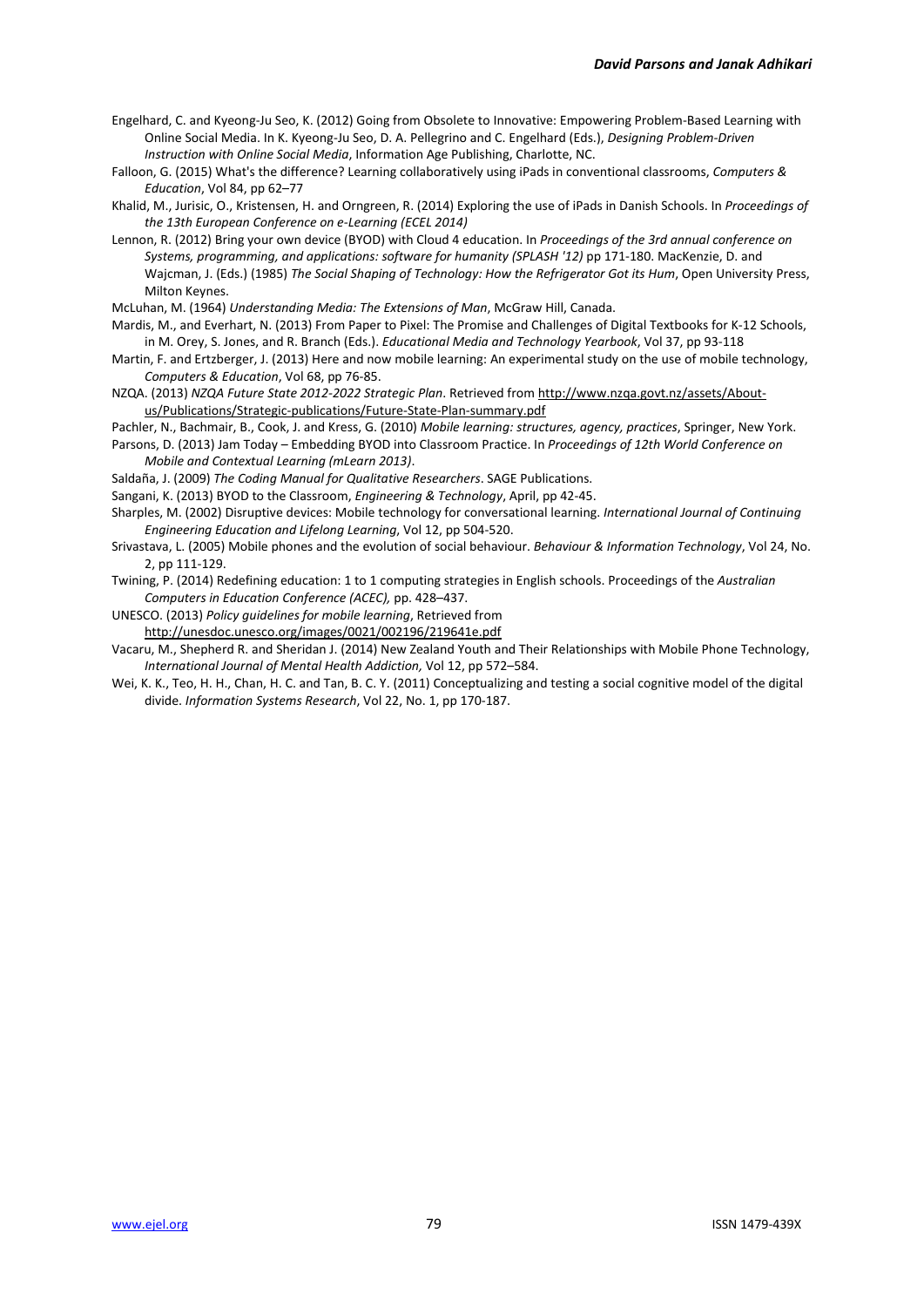Engelhard, C. and Kyeong-Ju Seo, K. (2012) Going from Obsolete to Innovative: Empowering Problem-Based Learning with Online Social Media. In K. Kyeong-Ju Seo, D. A. Pellegrino and C. Engelhard (Eds.), *Designing Problem-Driven Instruction with Online Social Media*, Information Age Publishing, Charlotte, NC.

Falloon, G. (2015) What's the difference? Learning collaboratively using iPads in conventional classrooms, *Computers & Education*, Vol 84, pp 62–77

Khalid, M., Jurisic, O., Kristensen, H. and Orngreen, R. (2014) Exploring the use of iPads in Danish Schools. In *Proceedings of the 13th European Conference on e-Learning (ECEL 2014)*

Lennon, R. (2012) Bring your own device (BYOD) with Cloud 4 education. In *Proceedings of the 3rd annual conference on Systems, programming, and applications: software for humanity (SPLASH '12)* pp 171-180. MacKenzie, D. and Wajcman, J. (Eds.) (1985) *The Social Shaping of Technology: How the Refrigerator Got its Hum*, Open University Press, Milton Keynes.

McLuhan, M. (1964) *Understanding Media: The Extensions of Man*, McGraw Hill, Canada.

Mardis, M., and Everhart, N. (2013) From Paper to Pixel: The Promise and Challenges of Digital Textbooks for K-12 Schools, in M. Orey, S. Jones, and R. Branch (Eds.). *Educational Media and Technology Yearbook*, Vol 37, pp 93-118

Martin, F. and Ertzberger, J. (2013) Here and now mobile learning: An experimental study on the use of mobile technology, *Computers & Education*, Vol 68, pp 76-85.

NZQA. (2013) *NZQA Future State 2012-2022 Strategic Plan*. Retrieved from http://www.nzqa.govt.nz/assets/About-us/Publications/Strategic-publications/Future-State-Plan-summary.pdf

Pachler, N., Bachmair, B., Cook, J. and Kress, G. (2010) *Mobile learning: structures, agency, practices*, Springer, New York.

Parsons, D. (2013) Jam Today – Embedding BYOD into Classroom Practice. In *Proceedings of 12th World Conference on Mobile and Contextual Learning (mLearn 2013)*.

Saldaña, J. (2009) *The Coding Manual for Qualitative Researchers*. SAGE Publications.

Sangani, K. (2013) BYOD to the Classroom, *Engineering & Technology*, April, pp 42-45.

Sharples, M. (2002) Disruptive devices: Mobile technology for conversational learning. *International Journal of Continuing Engineering Education and Lifelong Learning*, Vol 12, pp 504-520.

Srivastava, L. (2005) Mobile phones and the evolution of social behaviour. *Behaviour & Information Technology*, Vol 24, No. 2, pp 111-129.

Twining, P. (2014) Redefining education: 1 to 1 computing strategies in English schools. Proceedings of the *Australian Computers in Education Conference (ACEC),* pp. 428–437.

UNESCO. (2013) *Policy guidelines for mobile learning*, Retrieved from http://unesdoc.unesco.org/images/0021/002196/219641e.pdf

Vacaru, M., Shepherd R. and Sheridan J. (2014) New Zealand Youth and Their Relationships with Mobile Phone Technology, *International Journal of Mental Health Addiction,* Vol 12, pp 572–584.

Wei, K. K., Teo, H. H., Chan, H. C. and Tan, B. C. Y. (2011) Conceptualizing and testing a social cognitive model of the digital divide. *Information Systems Research*, Vol 22, No. 1, pp 170-187.